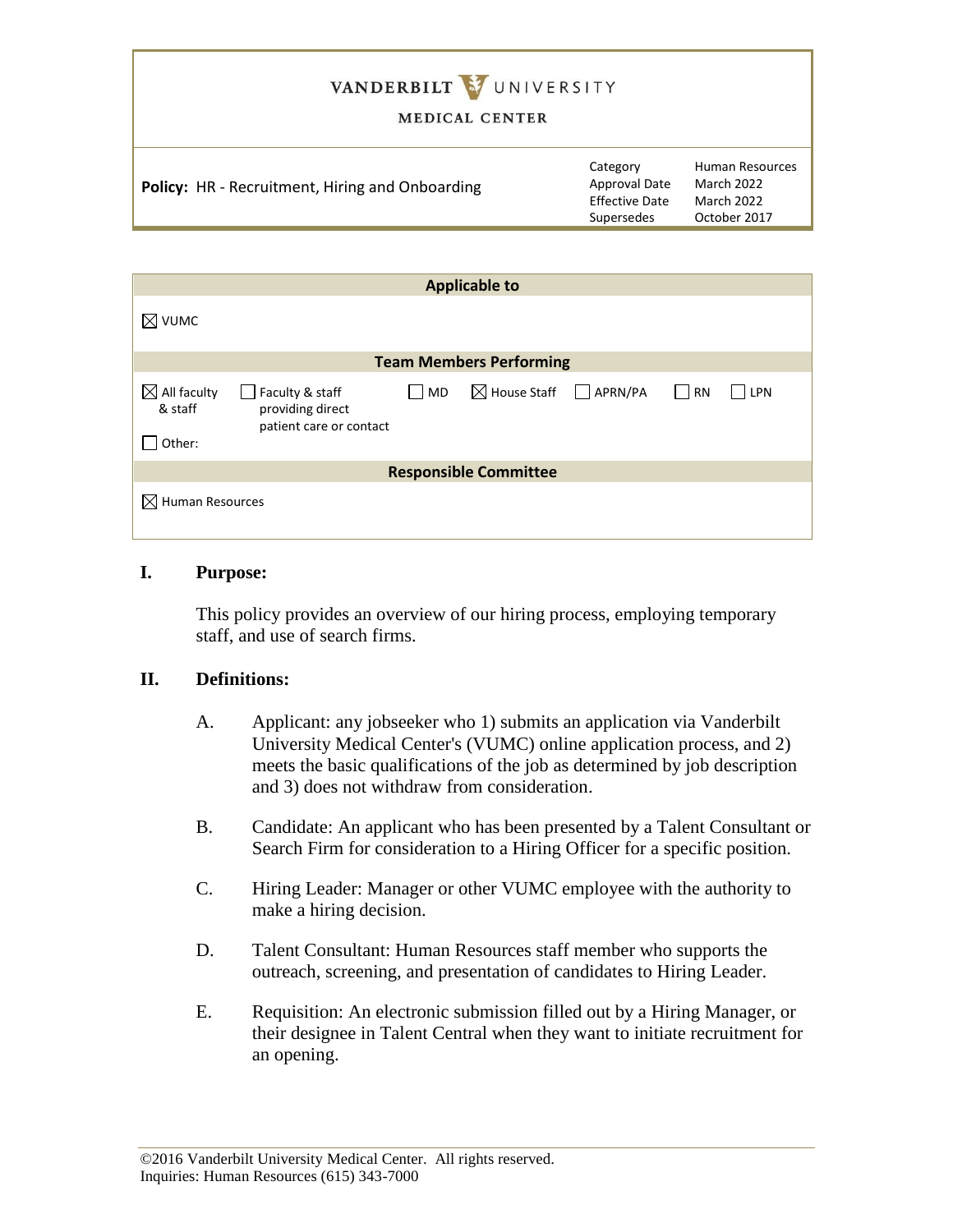# VANDERBILT UNIVERSITY MEDICAL CENTER

| **Policy:** HR - Recruitment, Hiring and Onboarding | Category | Human Resources |
| --- | --- | --- |
| | Approval Date | March 2022 |
| | Effective Date | March 2022 |
| | Supersedes | October 2017 |

| **Applicable to** |
| --- |
| ☒ VUMC |

| **Team Members Performing** | | | | | | |
| --- | --- | --- | --- | --- | --- | --- |
| ☒ All faculty & staff | ☐ Faculty & staff providing direct patient care or contact | ☐ MD | ☒ House Staff | ☐ APRN/PA | ☐ RN | ☐ LPN |
| ☐ Other: | | | | | | |

| **Responsible Committee** |
| --- |
| ☒ Human Resources |

## I. Purpose:

This policy provides an overview of our hiring process, employing temporary staff, and use of search firms.

## II. Definitions:

A. Applicant: any jobseeker who 1) submits an application via Vanderbilt University Medical Center's (VUMC) online application process, and 2) meets the basic qualifications of the job as determined by job description and 3) does not withdraw from consideration.

B. Candidate: An applicant who has been presented by a Talent Consultant or Search Firm for consideration to a Hiring Officer for a specific position.

C. Hiring Leader: Manager or other VUMC employee with the authority to make a hiring decision.

D. Talent Consultant: Human Resources staff member who supports the outreach, screening, and presentation of candidates to Hiring Leader.

E. Requisition: An electronic submission filled out by a Hiring Manager, or their designee in Talent Central when they want to initiate recruitment for an opening.

©2016 Vanderbilt University Medical Center. All rights reserved.
Inquiries: Human Resources (615) 343-7000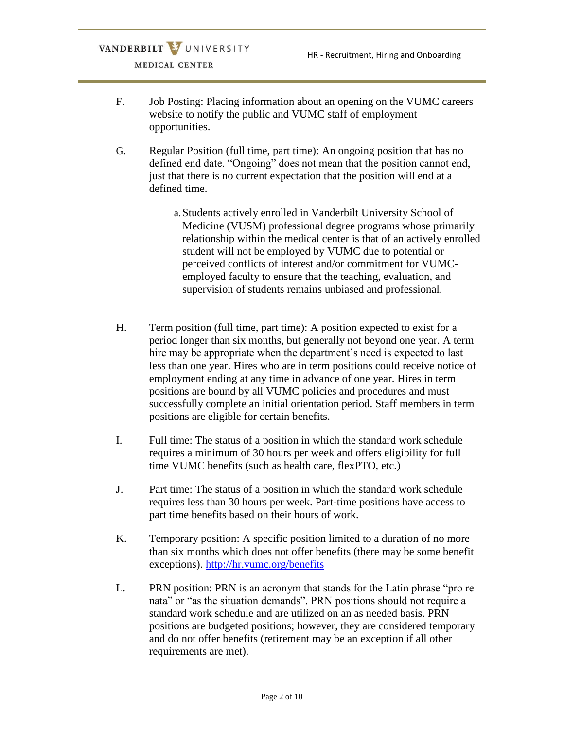F. Job Posting: Placing information about an opening on the VUMC careers website to notify the public and VUMC staff of employment opportunities.

G. Regular Position (full time, part time): An ongoing position that has no defined end date. "Ongoing" does not mean that the position cannot end, just that there is no current expectation that the position will end at a defined time.

   a. Students actively enrolled in Vanderbilt University School of Medicine (VUSM) professional degree programs whose primarily relationship within the medical center is that of an actively enrolled student will not be employed by VUMC due to potential or perceived conflicts of interest and/or commitment for VUMC-employed faculty to ensure that the teaching, evaluation, and supervision of students remains unbiased and professional.

H. Term position (full time, part time): A position expected to exist for a period longer than six months, but generally not beyond one year. A term hire may be appropriate when the department's need is expected to last less than one year. Hires who are in term positions could receive notice of employment ending at any time in advance of one year. Hires in term positions are bound by all VUMC policies and procedures and must successfully complete an initial orientation period. Staff members in term positions are eligible for certain benefits.

I. Full time: The status of a position in which the standard work schedule requires a minimum of 30 hours per week and offers eligibility for full time VUMC benefits (such as health care, flexPTO, etc.)

J. Part time: The status of a position in which the standard work schedule requires less than 30 hours per week. Part-time positions have access to part time benefits based on their hours of work.

K. Temporary position: A specific position limited to a duration of no more than six months which does not offer benefits (there may be some benefit exceptions). [http://hr.vumc.org/benefits](http://hr.vumc.org/benefits)

L. PRN position: PRN is an acronym that stands for the Latin phrase "pro re nata" or "as the situation demands". PRN positions should not require a standard work schedule and are utilized on an as needed basis. PRN positions are budgeted positions; however, they are considered temporary and do not offer benefits (retirement may be an exception if all other requirements are met).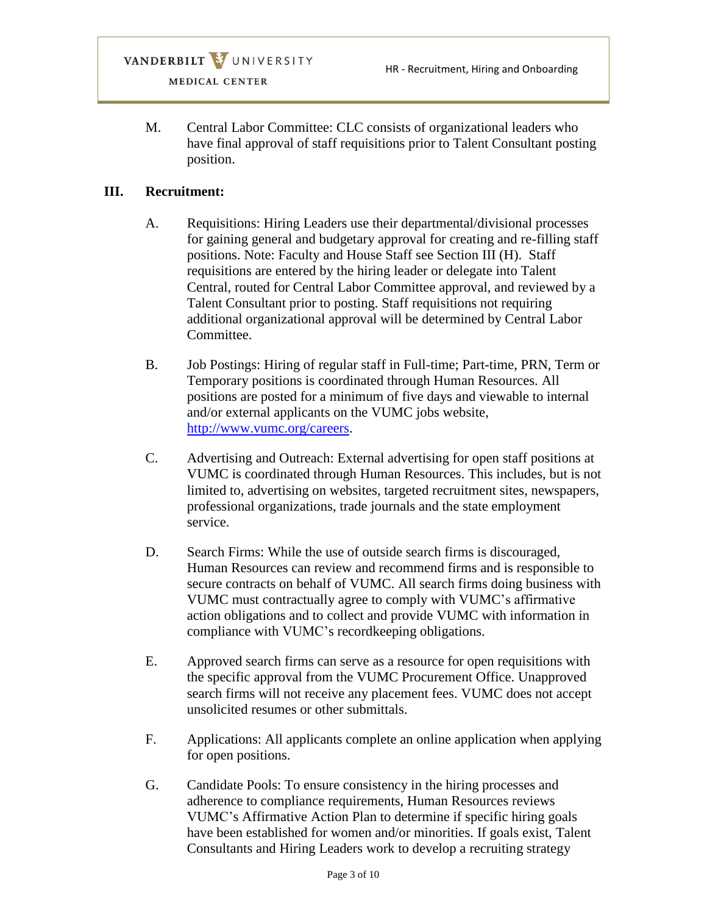M. Central Labor Committee: CLC consists of organizational leaders who have final approval of staff requisitions prior to Talent Consultant posting position.

## III. Recruitment:

A. Requisitions: Hiring Leaders use their departmental/divisional processes for gaining general and budgetary approval for creating and re-filling staff positions. Note: Faculty and House Staff see Section III (H). Staff requisitions are entered by the hiring leader or delegate into Talent Central, routed for Central Labor Committee approval, and reviewed by a Talent Consultant prior to posting. Staff requisitions not requiring additional organizational approval will be determined by Central Labor Committee.

B. Job Postings: Hiring of regular staff in Full-time; Part-time, PRN, Term or Temporary positions is coordinated through Human Resources. All positions are posted for a minimum of five days and viewable to internal and/or external applicants on the VUMC jobs website, [http://www.vumc.org/careers](http://www.vumc.org/careers).

C. Advertising and Outreach: External advertising for open staff positions at VUMC is coordinated through Human Resources. This includes, but is not limited to, advertising on websites, targeted recruitment sites, newspapers, professional organizations, trade journals and the state employment service.

D. Search Firms: While the use of outside search firms is discouraged, Human Resources can review and recommend firms and is responsible to secure contracts on behalf of VUMC. All search firms doing business with VUMC must contractually agree to comply with VUMC's affirmative action obligations and to collect and provide VUMC with information in compliance with VUMC's recordkeeping obligations.

E. Approved search firms can serve as a resource for open requisitions with the specific approval from the VUMC Procurement Office. Unapproved search firms will not receive any placement fees. VUMC does not accept unsolicited resumes or other submittals.

F. Applications: All applicants complete an online application when applying for open positions.

G. Candidate Pools: To ensure consistency in the hiring processes and adherence to compliance requirements, Human Resources reviews VUMC's Affirmative Action Plan to determine if specific hiring goals have been established for women and/or minorities. If goals exist, Talent Consultants and Hiring Leaders work to develop a recruiting strategy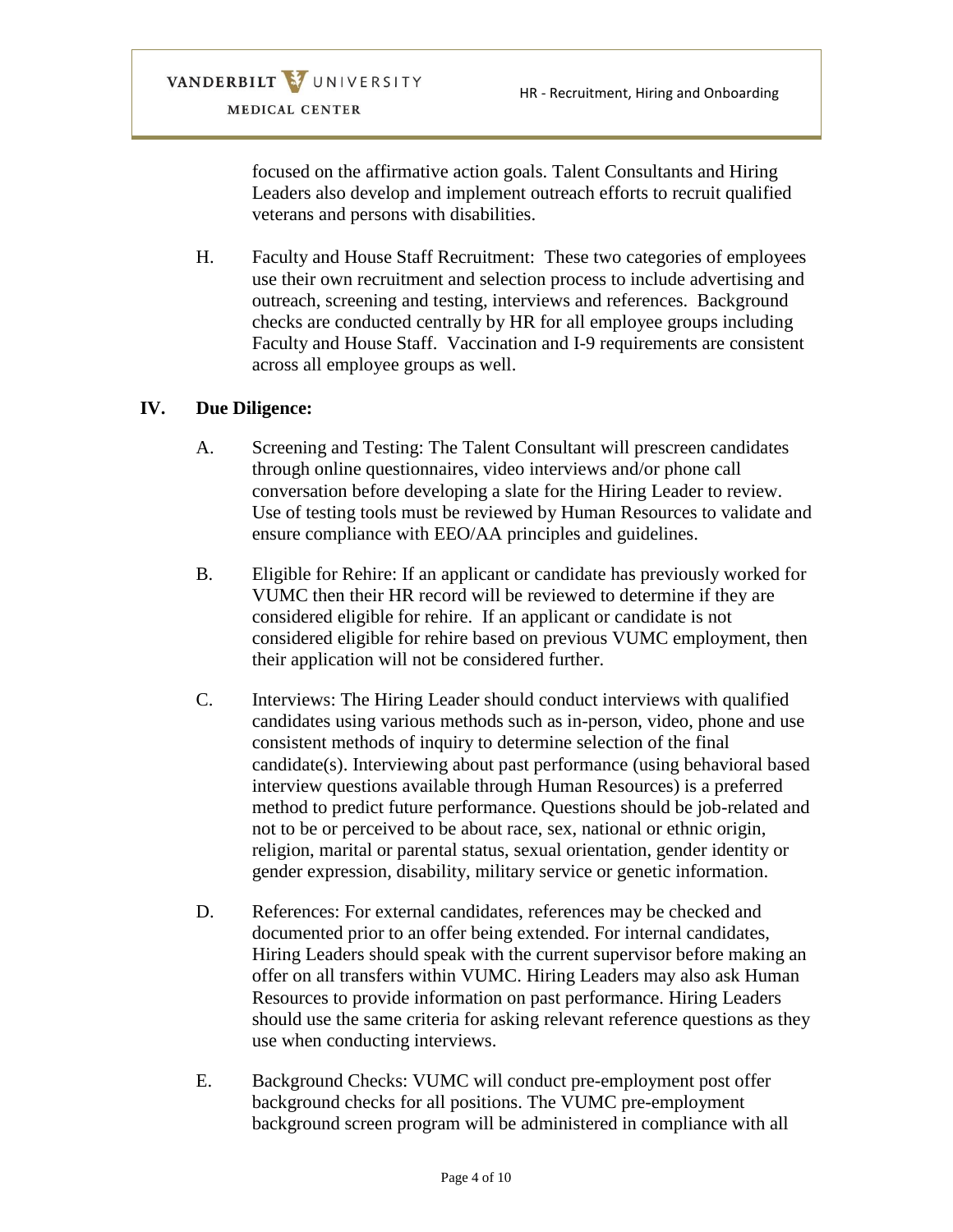focused on the affirmative action goals. Talent Consultants and Hiring Leaders also develop and implement outreach efforts to recruit qualified veterans and persons with disabilities.

H. Faculty and House Staff Recruitment: These two categories of employees use their own recruitment and selection process to include advertising and outreach, screening and testing, interviews and references. Background checks are conducted centrally by HR for all employee groups including Faculty and House Staff. Vaccination and I-9 requirements are consistent across all employee groups as well.

## IV. Due Diligence:

A. Screening and Testing: The Talent Consultant will prescreen candidates through online questionnaires, video interviews and/or phone call conversation before developing a slate for the Hiring Leader to review. Use of testing tools must be reviewed by Human Resources to validate and ensure compliance with EEO/AA principles and guidelines.

B. Eligible for Rehire: If an applicant or candidate has previously worked for VUMC then their HR record will be reviewed to determine if they are considered eligible for rehire. If an applicant or candidate is not considered eligible for rehire based on previous VUMC employment, then their application will not be considered further.

C. Interviews: The Hiring Leader should conduct interviews with qualified candidates using various methods such as in-person, video, phone and use consistent methods of inquiry to determine selection of the final candidate(s). Interviewing about past performance (using behavioral based interview questions available through Human Resources) is a preferred method to predict future performance. Questions should be job-related and not to be or perceived to be about race, sex, national or ethnic origin, religion, marital or parental status, sexual orientation, gender identity or gender expression, disability, military service or genetic information.

D. References: For external candidates, references may be checked and documented prior to an offer being extended. For internal candidates, Hiring Leaders should speak with the current supervisor before making an offer on all transfers within VUMC. Hiring Leaders may also ask Human Resources to provide information on past performance. Hiring Leaders should use the same criteria for asking relevant reference questions as they use when conducting interviews.

E. Background Checks: VUMC will conduct pre-employment post offer background checks for all positions. The VUMC pre-employment background screen program will be administered in compliance with all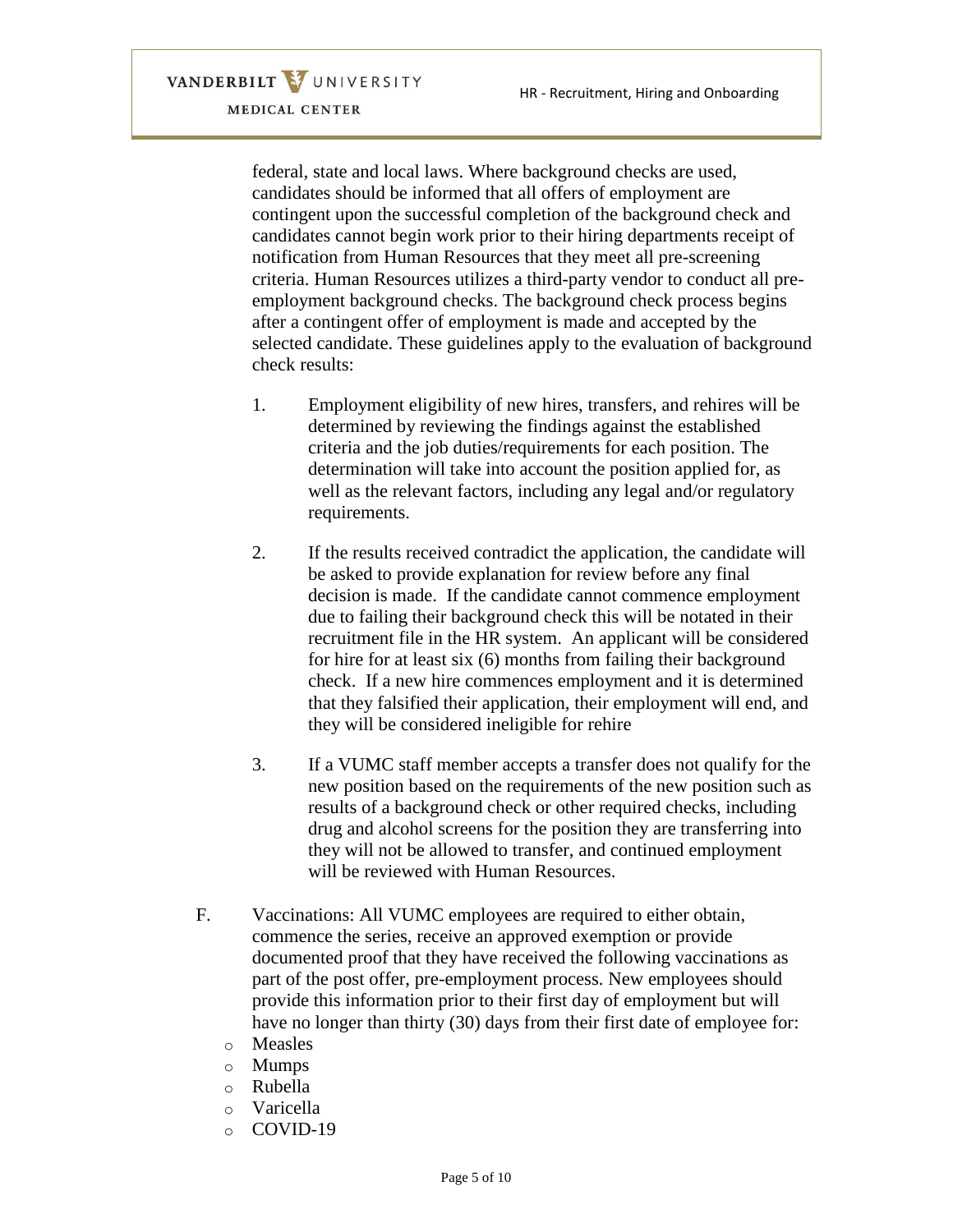federal, state and local laws. Where background checks are used, candidates should be informed that all offers of employment are contingent upon the successful completion of the background check and candidates cannot begin work prior to their hiring departments receipt of notification from Human Resources that they meet all pre-screening criteria. Human Resources utilizes a third-party vendor to conduct all pre-employment background checks. The background check process begins after a contingent offer of employment is made and accepted by the selected candidate. These guidelines apply to the evaluation of background check results:

1. Employment eligibility of new hires, transfers, and rehires will be determined by reviewing the findings against the established criteria and the job duties/requirements for each position. The determination will take into account the position applied for, as well as the relevant factors, including any legal and/or regulatory requirements.

2. If the results received contradict the application, the candidate will be asked to provide explanation for review before any final decision is made. If the candidate cannot commence employment due to failing their background check this will be notated in their recruitment file in the HR system. An applicant will be considered for hire for at least six (6) months from failing their background check. If a new hire commences employment and it is determined that they falsified their application, their employment will end, and they will be considered ineligible for rehire

3. If a VUMC staff member accepts a transfer does not qualify for the new position based on the requirements of the new position such as results of a background check or other required checks, including drug and alcohol screens for the position they are transferring into they will not be allowed to transfer, and continued employment will be reviewed with Human Resources.

F. Vaccinations: All VUMC employees are required to either obtain, commence the series, receive an approved exemption or provide documented proof that they have received the following vaccinations as part of the post offer, pre-employment process. New employees should provide this information prior to their first day of employment but will have no longer than thirty (30) days from their first date of employee for:

- Measles
- Mumps
- Rubella
- Varicella
- COVID-19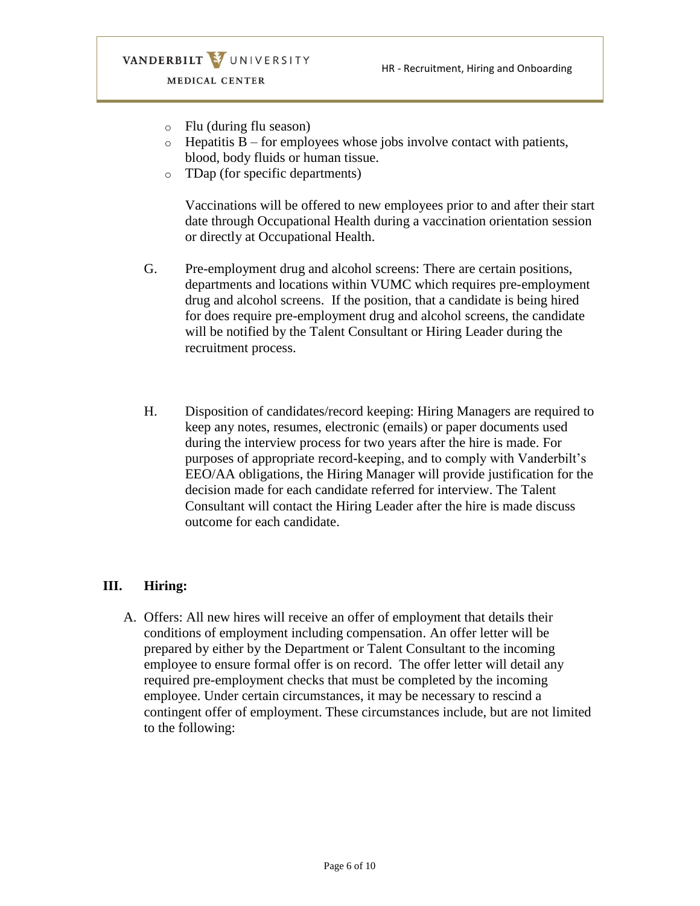- Flu (during flu season)
- Hepatitis B – for employees whose jobs involve contact with patients, blood, body fluids or human tissue.
- TDap (for specific departments)

  Vaccinations will be offered to new employees prior to and after their start date through Occupational Health during a vaccination orientation session or directly at Occupational Health.

G. Pre-employment drug and alcohol screens: There are certain positions, departments and locations within VUMC which requires pre-employment drug and alcohol screens. If the position, that a candidate is being hired for does require pre-employment drug and alcohol screens, the candidate will be notified by the Talent Consultant or Hiring Leader during the recruitment process.

H. Disposition of candidates/record keeping: Hiring Managers are required to keep any notes, resumes, electronic (emails) or paper documents used during the interview process for two years after the hire is made. For purposes of appropriate record-keeping, and to comply with Vanderbilt's EEO/AA obligations, the Hiring Manager will provide justification for the decision made for each candidate referred for interview. The Talent Consultant will contact the Hiring Leader after the hire is made discuss outcome for each candidate.

## III. Hiring:

A. Offers: All new hires will receive an offer of employment that details their conditions of employment including compensation. An offer letter will be prepared by either by the Department or Talent Consultant to the incoming employee to ensure formal offer is on record. The offer letter will detail any required pre-employment checks that must be completed by the incoming employee. Under certain circumstances, it may be necessary to rescind a contingent offer of employment. These circumstances include, but are not limited to the following: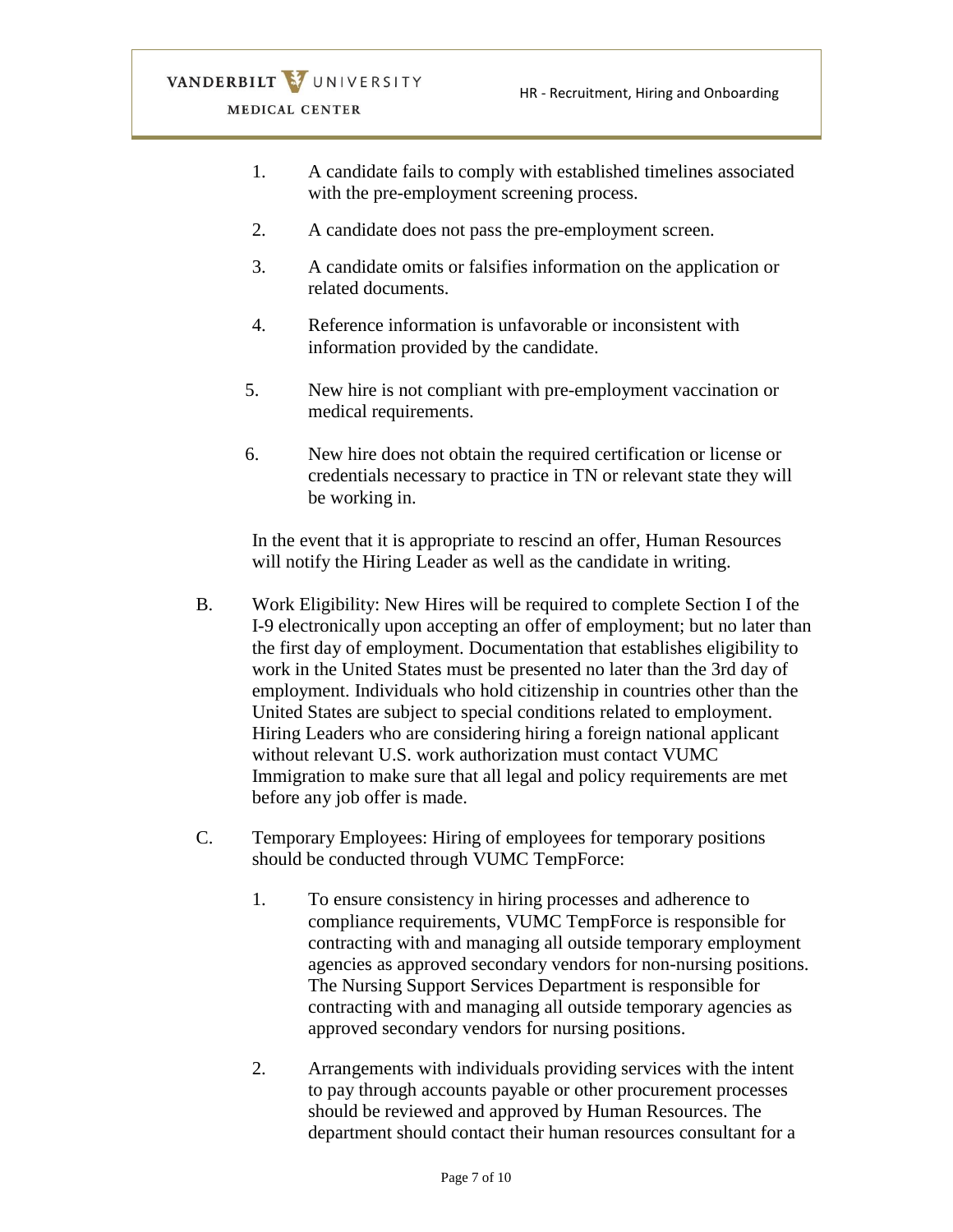1. A candidate fails to comply with established timelines associated with the pre-employment screening process.

2. A candidate does not pass the pre-employment screen.

3. A candidate omits or falsifies information on the application or related documents.

4. Reference information is unfavorable or inconsistent with information provided by the candidate.

5. New hire is not compliant with pre-employment vaccination or medical requirements.

6. New hire does not obtain the required certification or license or credentials necessary to practice in TN or relevant state they will be working in.

In the event that it is appropriate to rescind an offer, Human Resources will notify the Hiring Leader as well as the candidate in writing.

B. Work Eligibility: New Hires will be required to complete Section I of the I-9 electronically upon accepting an offer of employment; but no later than the first day of employment. Documentation that establishes eligibility to work in the United States must be presented no later than the 3rd day of employment. Individuals who hold citizenship in countries other than the United States are subject to special conditions related to employment. Hiring Leaders who are considering hiring a foreign national applicant without relevant U.S. work authorization must contact VUMC Immigration to make sure that all legal and policy requirements are met before any job offer is made.

C. Temporary Employees: Hiring of employees for temporary positions should be conducted through VUMC TempForce:

   1. To ensure consistency in hiring processes and adherence to compliance requirements, VUMC TempForce is responsible for contracting with and managing all outside temporary employment agencies as approved secondary vendors for non-nursing positions. The Nursing Support Services Department is responsible for contracting with and managing all outside temporary agencies as approved secondary vendors for nursing positions.

   2. Arrangements with individuals providing services with the intent to pay through accounts payable or other procurement processes should be reviewed and approved by Human Resources. The department should contact their human resources consultant for a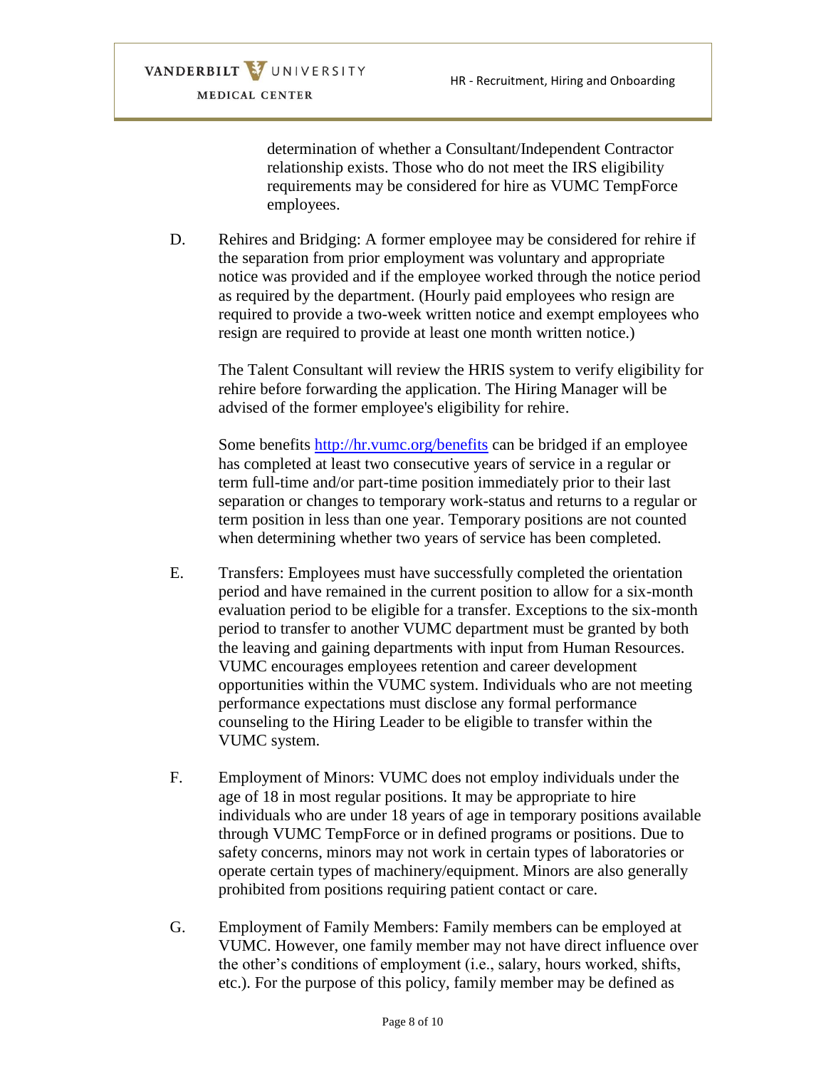determination of whether a Consultant/Independent Contractor relationship exists. Those who do not meet the IRS eligibility requirements may be considered for hire as VUMC TempForce employees.

D. Rehires and Bridging: A former employee may be considered for rehire if the separation from prior employment was voluntary and appropriate notice was provided and if the employee worked through the notice period as required by the department. (Hourly paid employees who resign are required to provide a two-week written notice and exempt employees who resign are required to provide at least one month written notice.)

   The Talent Consultant will review the HRIS system to verify eligibility for rehire before forwarding the application. The Hiring Manager will be advised of the former employee's eligibility for rehire.

   Some benefits [http://hr.vumc.org/benefits](http://hr.vumc.org/benefits) can be bridged if an employee has completed at least two consecutive years of service in a regular or term full-time and/or part-time position immediately prior to their last separation or changes to temporary work-status and returns to a regular or term position in less than one year. Temporary positions are not counted when determining whether two years of service has been completed.

E. Transfers: Employees must have successfully completed the orientation period and have remained in the current position to allow for a six-month evaluation period to be eligible for a transfer. Exceptions to the six-month period to transfer to another VUMC department must be granted by both the leaving and gaining departments with input from Human Resources. VUMC encourages employees retention and career development opportunities within the VUMC system. Individuals who are not meeting performance expectations must disclose any formal performance counseling to the Hiring Leader to be eligible to transfer within the VUMC system.

F. Employment of Minors: VUMC does not employ individuals under the age of 18 in most regular positions. It may be appropriate to hire individuals who are under 18 years of age in temporary positions available through VUMC TempForce or in defined programs or positions. Due to safety concerns, minors may not work in certain types of laboratories or operate certain types of machinery/equipment. Minors are also generally prohibited from positions requiring patient contact or care.

G. Employment of Family Members: Family members can be employed at VUMC. However, one family member may not have direct influence over the other's conditions of employment (i.e., salary, hours worked, shifts, etc.). For the purpose of this policy, family member may be defined as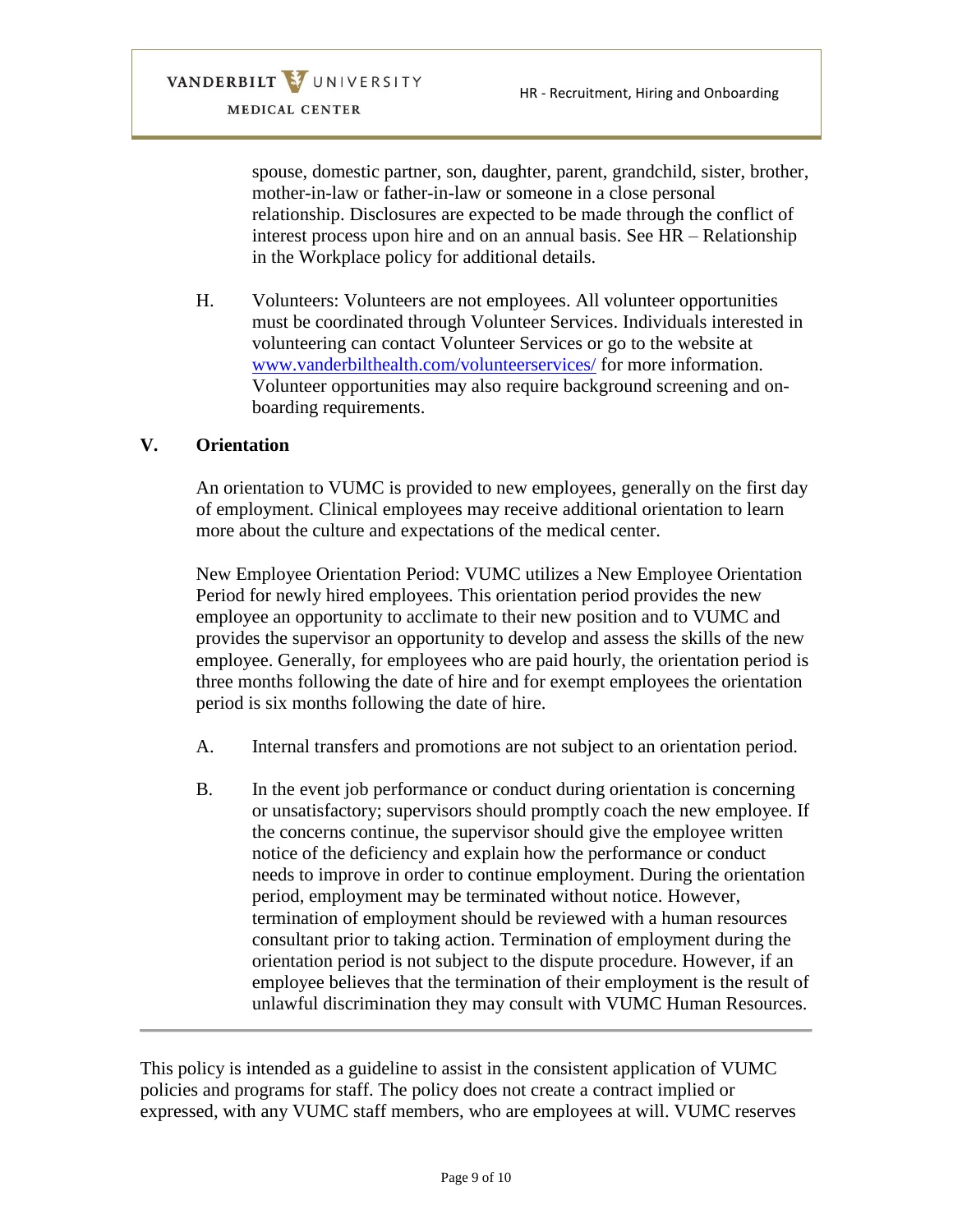spouse, domestic partner, son, daughter, parent, grandchild, sister, brother, mother-in-law or father-in-law or someone in a close personal relationship. Disclosures are expected to be made through the conflict of interest process upon hire and on an annual basis. See HR – Relationship in the Workplace policy for additional details.

H. Volunteers: Volunteers are not employees. All volunteer opportunities must be coordinated through Volunteer Services. Individuals interested in volunteering can contact Volunteer Services or go to the website at [www.vanderbilthealth.com/volunteerservices/](www.vanderbilthealth.com/volunteerservices/) for more information. Volunteer opportunities may also require background screening and on-boarding requirements.

## V. Orientation

An orientation to VUMC is provided to new employees, generally on the first day of employment. Clinical employees may receive additional orientation to learn more about the culture and expectations of the medical center.

New Employee Orientation Period: VUMC utilizes a New Employee Orientation Period for newly hired employees. This orientation period provides the new employee an opportunity to acclimate to their new position and to VUMC and provides the supervisor an opportunity to develop and assess the skills of the new employee. Generally, for employees who are paid hourly, the orientation period is three months following the date of hire and for exempt employees the orientation period is six months following the date of hire.

A. Internal transfers and promotions are not subject to an orientation period.

B. In the event job performance or conduct during orientation is concerning or unsatisfactory; supervisors should promptly coach the new employee. If the concerns continue, the supervisor should give the employee written notice of the deficiency and explain how the performance or conduct needs to improve in order to continue employment. During the orientation period, employment may be terminated without notice. However, termination of employment should be reviewed with a human resources consultant prior to taking action. Termination of employment during the orientation period is not subject to the dispute procedure. However, if an employee believes that the termination of their employment is the result of unlawful discrimination they may consult with VUMC Human Resources.

---

This policy is intended as a guideline to assist in the consistent application of VUMC policies and programs for staff. The policy does not create a contract implied or expressed, with any VUMC staff members, who are employees at will. VUMC reserves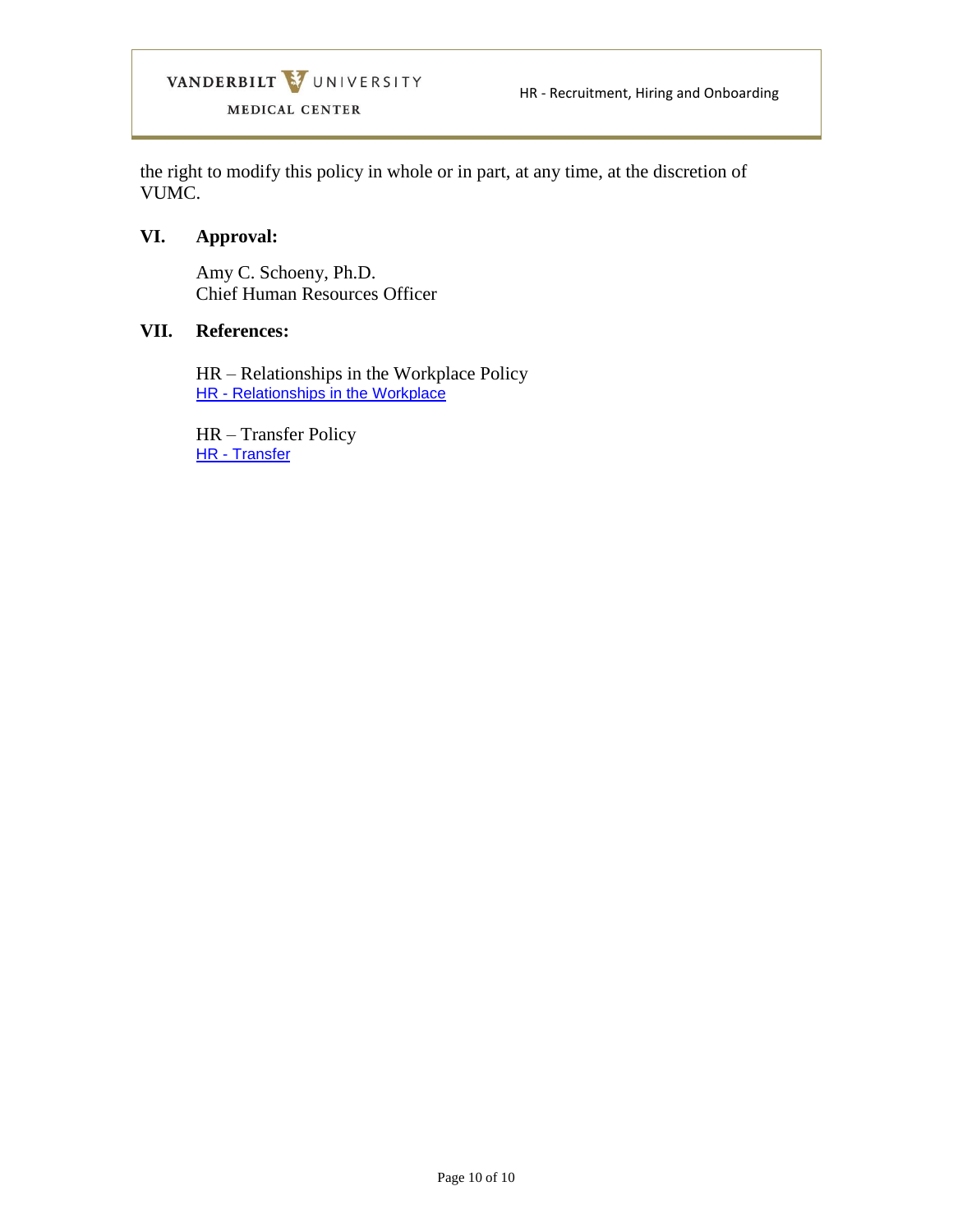the right to modify this policy in whole or in part, at any time, at the discretion of VUMC.

## VI. Approval:

Amy C. Schoeny, Ph.D.
Chief Human Resources Officer

## VII. References:

HR – Relationships in the Workplace Policy
HR - Relationships in the Workplace

HR – Transfer Policy
HR - Transfer